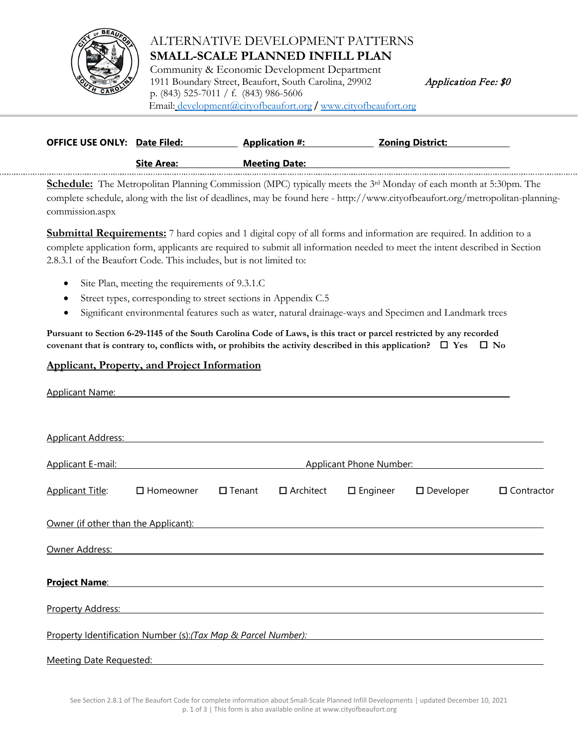# ALTERNATIVE DEVELOPMENT PATTERNS
## SMALL-SCALE PLANNED INFILL PLAN

Community & Economic Development Department
1911 Boundary Street, Beaufort, South Carolina, 29902
p. (843) 525-7011 / f. (843) 986-5606
Email: development@cityofbeaufort.org / www.cityofbeaufort.org

*Application Fee: $0*

**OFFICE USE ONLY:** **Date Filed:** ________ **Application #:** ________ **Zoning District:** ________

**Site Area:** ________ **Meeting Date:** ________

**Schedule:** The Metropolitan Planning Commission (MPC) typically meets the 3rd Monday of each month at 5:30pm. The complete schedule, along with the list of deadlines, may be found here - http://www.cityofbeaufort.org/metropolitan-planning-commission.aspx

**Submittal Requirements:** 7 hard copies and 1 digital copy of all forms and information are required. In addition to a complete application form, applicants are required to submit all information needed to meet the intent described in Section 2.8.3.1 of the Beaufort Code. This includes, but is not limited to:

- Site Plan, meeting the requirements of 9.3.1.C
- Street types, corresponding to street sections in Appendix C.5
- Significant environmental features such as water, natural drainage-ways and Specimen and Landmark trees

**Pursuant to Section 6-29-1145 of the South Carolina Code of Laws, is this tract or parcel restricted by any recorded covenant that is contrary to, conflicts with, or prohibits the activity described in this application?** ☐ **Yes** ☐ **No**

## Applicant, Property, and Project Information

Applicant Name: ________________________________

Applicant Address: ________________________________

Applicant E-mail: ________________ Applicant Phone Number: ________________

Applicant Title: ☐ Homeowner ☐ Tenant ☐ Architect ☐ Engineer ☐ Developer ☐ Contractor

Owner (if other than the Applicant): ________________________________

Owner Address: ________________________________

**Project Name**: ________________________________

Property Address: ________________________________

Property Identification Number (s):*(Tax Map & Parcel Number):* ________________________________

Meeting Date Requested: ________________________________

See Section 2.8.1 of The Beaufort Code for complete information about Small-Scale Planned Infill Developments | updated December 10, 2021
This form is also available online at www.cityofbeaufort.org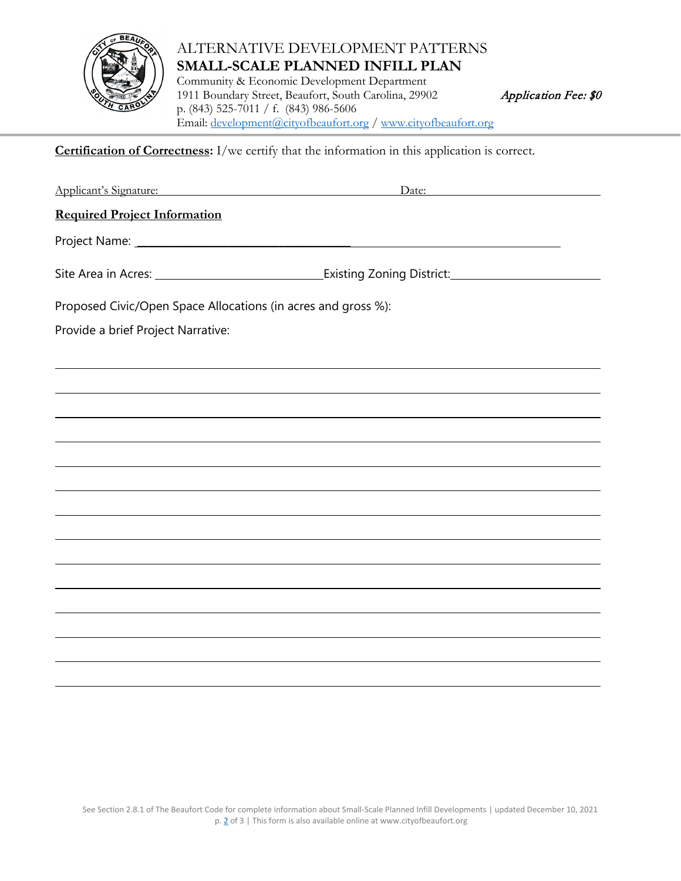# ALTERNATIVE DEVELOPMENT PATTERNS
## SMALL-SCALE PLANNED INFILL PLAN

Community & Economic Development Department
1911 Boundary Street, Beaufort, South Carolina, 29902
p. (843) 525-7011 / f. (843) 986-5606
Email: development@cityofbeaufort.org / www.cityofbeaufort.org

*Application Fee: $0*

---

**Certification of Correctness:** I/we certify that the information in this application is correct.

Applicant's Signature: ______________________________ Date: ____________________

**Required Project Information**

Project Name: ________________________________________________

Site Area in Acres: ____________________ Existing Zoning District: ____________________

Proposed Civic/Open Space Allocations (in acres and gross %):

Provide a brief Project Narrative:

______________________________________________________________________

______________________________________________________________________

______________________________________________________________________

______________________________________________________________________

______________________________________________________________________

______________________________________________________________________

______________________________________________________________________

______________________________________________________________________

______________________________________________________________________

______________________________________________________________________

______________________________________________________________________

______________________________________________________________________

______________________________________________________________________

______________________________________________________________________

See Section 2.8.1 of The Beaufort Code for complete information about Small-Scale Planned Infill Developments | updated December 10, 2021
This form is also available online at www.cityofbeaufort.org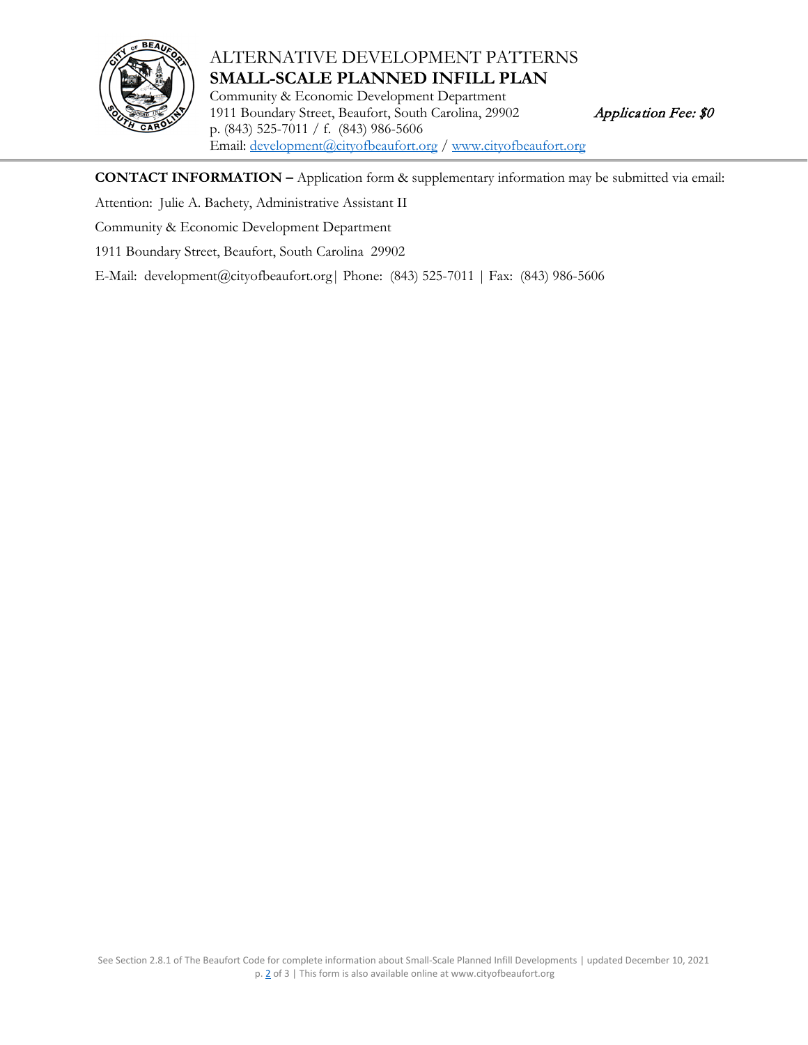# ALTERNATIVE DEVELOPMENT PATTERNS
## SMALL-SCALE PLANNED INFILL PLAN

Community & Economic Development Department
1911 Boundary Street, Beaufort, South Carolina, 29902
p. (843) 525-7011 / f. (843) 986-5606
Email: development@cityofbeaufort.org / www.cityofbeaufort.org

*Application Fee: $0*

**CONTACT INFORMATION –** Application form & supplementary information may be submitted via email:

Attention: Julie A. Bachety, Administrative Assistant II

Community & Economic Development Department

1911 Boundary Street, Beaufort, South Carolina 29902

E-Mail: development@cityofbeaufort.org| Phone: (843) 525-7011 | Fax: (843) 986-5606

See Section 2.8.1 of The Beaufort Code for complete information about Small-Scale Planned Infill Developments | updated December 10, 2021

This form is also available online at www.cityofbeaufort.org